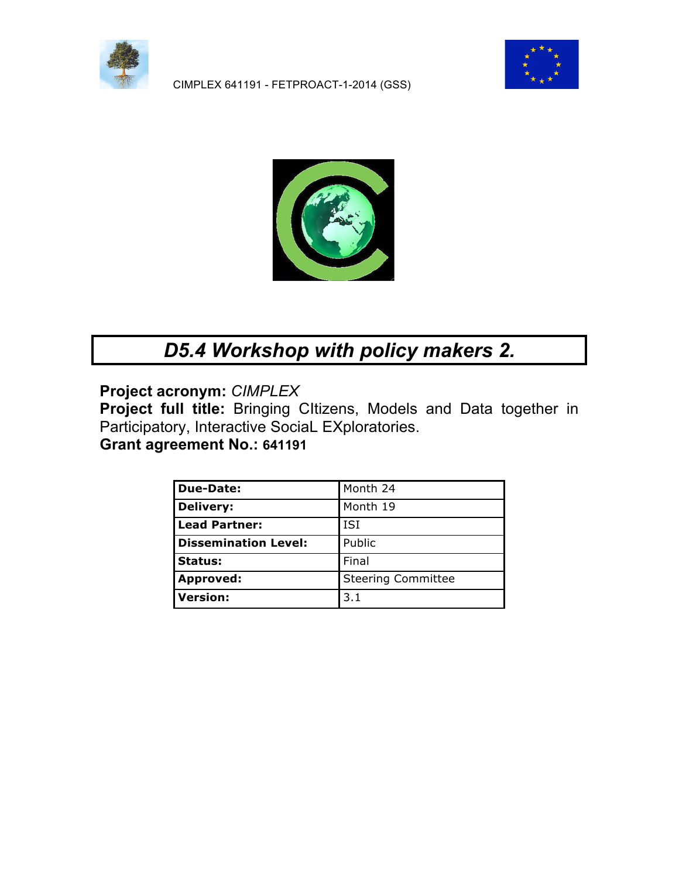CIMPLEX 641191 - FETPROACT-1-2014 (GSS)

# *D5.4 Workshop with policy makers 2.*

**Project acronym:** *CIMPLEX*
**Project full title:** Bringing CItizens, Models and Data together in Participatory, Interactive SociaL EXploratories.
**Grant agreement No.: 641191**

| | |
|---|---|
| **Due-Date:** | Month 24 |
| **Delivery:** | Month 19 |
| **Lead Partner:** | ISI |
| **Dissemination Level:** | Public |
| **Status:** | Final |
| **Approved:** | Steering Committee |
| **Version:** | 3.1 |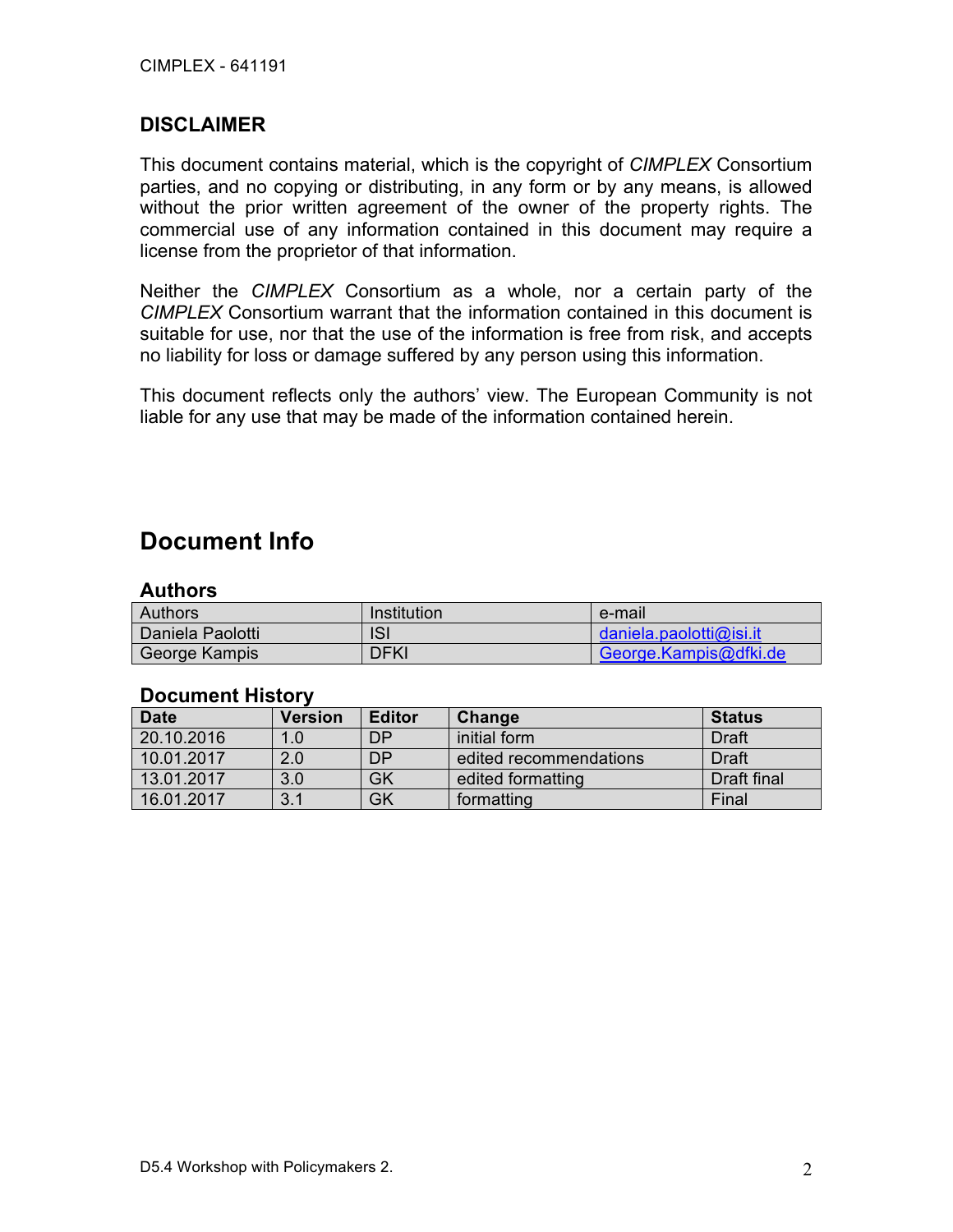## DISCLAIMER

This document contains material, which is the copyright of *CIMPLEX* Consortium parties, and no copying or distributing, in any form or by any means, is allowed without the prior written agreement of the owner of the property rights. The commercial use of any information contained in this document may require a license from the proprietor of that information.

Neither the *CIMPLEX* Consortium as a whole, nor a certain party of the *CIMPLEX* Consortium warrant that the information contained in this document is suitable for use, nor that the use of the information is free from risk, and accepts no liability for loss or damage suffered by any person using this information.

This document reflects only the authors' view. The European Community is not liable for any use that may be made of the information contained herein.

# Document Info

### Authors

| Authors | Institution | e-mail |
|---|---|---|
| Daniela Paolotti | ISI | daniela.paolotti@isi.it |
| George Kampis | DFKI | George.Kampis@dfki.de |

### Document History

| Date | Version | Editor | Change | Status |
|---|---|---|---|---|
| 20.10.2016 | 1.0 | DP | initial form | Draft |
| 10.01.2017 | 2.0 | DP | edited recommendations | Draft |
| 13.01.2017 | 3.0 | GK | edited formatting | Draft final |
| 16.01.2017 | 3.1 | GK | formatting | Final |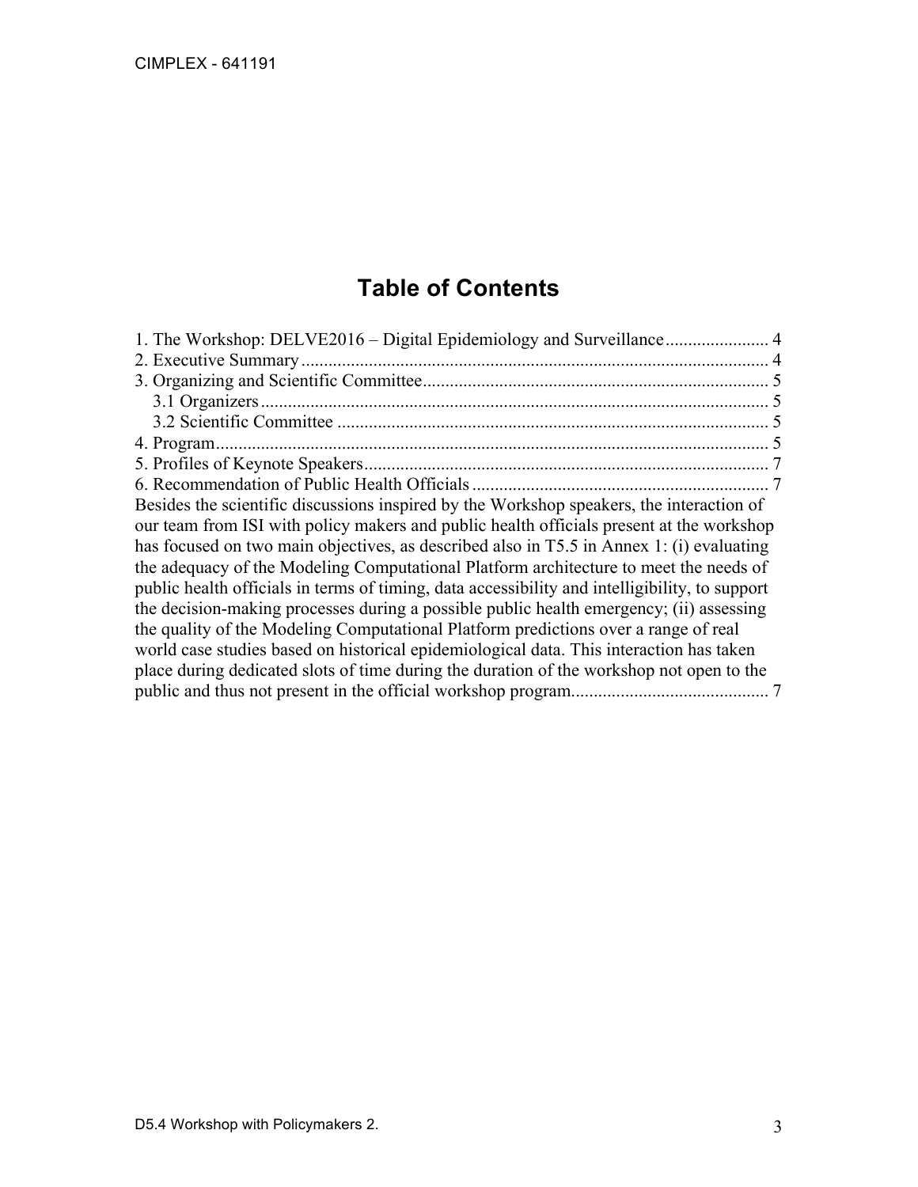# Table of Contents

1. The Workshop: DELVE2016 – Digital Epidemiology and Surveillance ....................... 4
2. Executive Summary ....................................................................................................... 4
3. Organizing and Scientific Committee ............................................................................ 5
   3.1 Organizers ................................................................................................................ 5
   3.2 Scientific Committee ............................................................................................... 5
4. Program .......................................................................................................................... 5
5. Profiles of Keynote Speakers ......................................................................................... 7
6. Recommendation of Public Health Officials ................................................................. 7

Besides the scientific discussions inspired by the Workshop speakers, the interaction of our team from ISI with policy makers and public health officials present at the workshop has focused on two main objectives, as described also in T5.5 in Annex 1: (i) evaluating the adequacy of the Modeling Computational Platform architecture to meet the needs of public health officials in terms of timing, data accessibility and intelligibility, to support the decision-making processes during a possible public health emergency; (ii) assessing the quality of the Modeling Computational Platform predictions over a range of real world case studies based on historical epidemiological data. This interaction has taken place during dedicated slots of time during the duration of the workshop not open to the public and thus not present in the official workshop program........................................... 7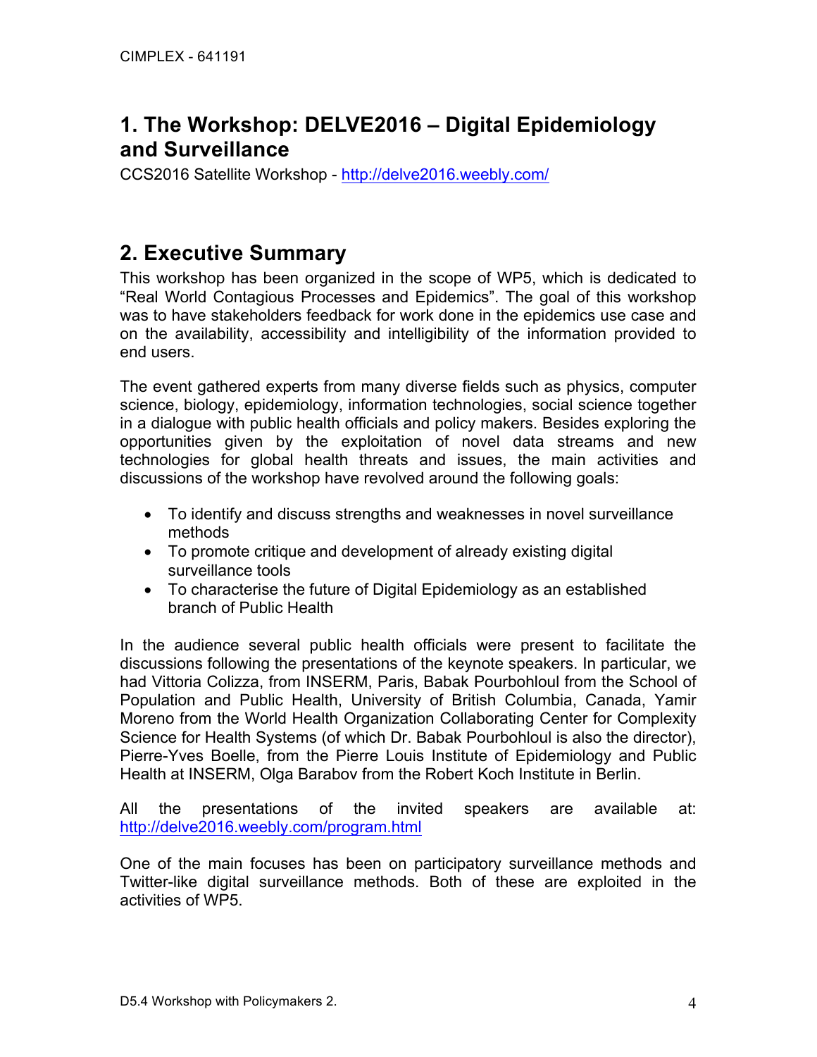# 1. The Workshop: DELVE2016 – Digital Epidemiology and Surveillance

CCS2016 Satellite Workshop - http://delve2016.weebly.com/

# 2. Executive Summary

This workshop has been organized in the scope of WP5, which is dedicated to "Real World Contagious Processes and Epidemics". The goal of this workshop was to have stakeholders feedback for work done in the epidemics use case and on the availability, accessibility and intelligibility of the information provided to end users.

The event gathered experts from many diverse fields such as physics, computer science, biology, epidemiology, information technologies, social science together in a dialogue with public health officials and policy makers. Besides exploring the opportunities given by the exploitation of novel data streams and new technologies for global health threats and issues, the main activities and discussions of the workshop have revolved around the following goals:

- To identify and discuss strengths and weaknesses in novel surveillance methods
- To promote critique and development of already existing digital surveillance tools
- To characterise the future of Digital Epidemiology as an established branch of Public Health

In the audience several public health officials were present to facilitate the discussions following the presentations of the keynote speakers. In particular, we had Vittoria Colizza, from INSERM, Paris, Babak Pourbohloul from the School of Population and Public Health, University of British Columbia, Canada, Yamir Moreno from the World Health Organization Collaborating Center for Complexity Science for Health Systems (of which Dr. Babak Pourbohloul is also the director), Pierre-Yves Boelle, from the Pierre Louis Institute of Epidemiology and Public Health at INSERM, Olga Barabov from the Robert Koch Institute in Berlin.

All the presentations of the invited speakers are available at: http://delve2016.weebly.com/program.html

One of the main focuses has been on participatory surveillance methods and Twitter-like digital surveillance methods. Both of these are exploited in the activities of WP5.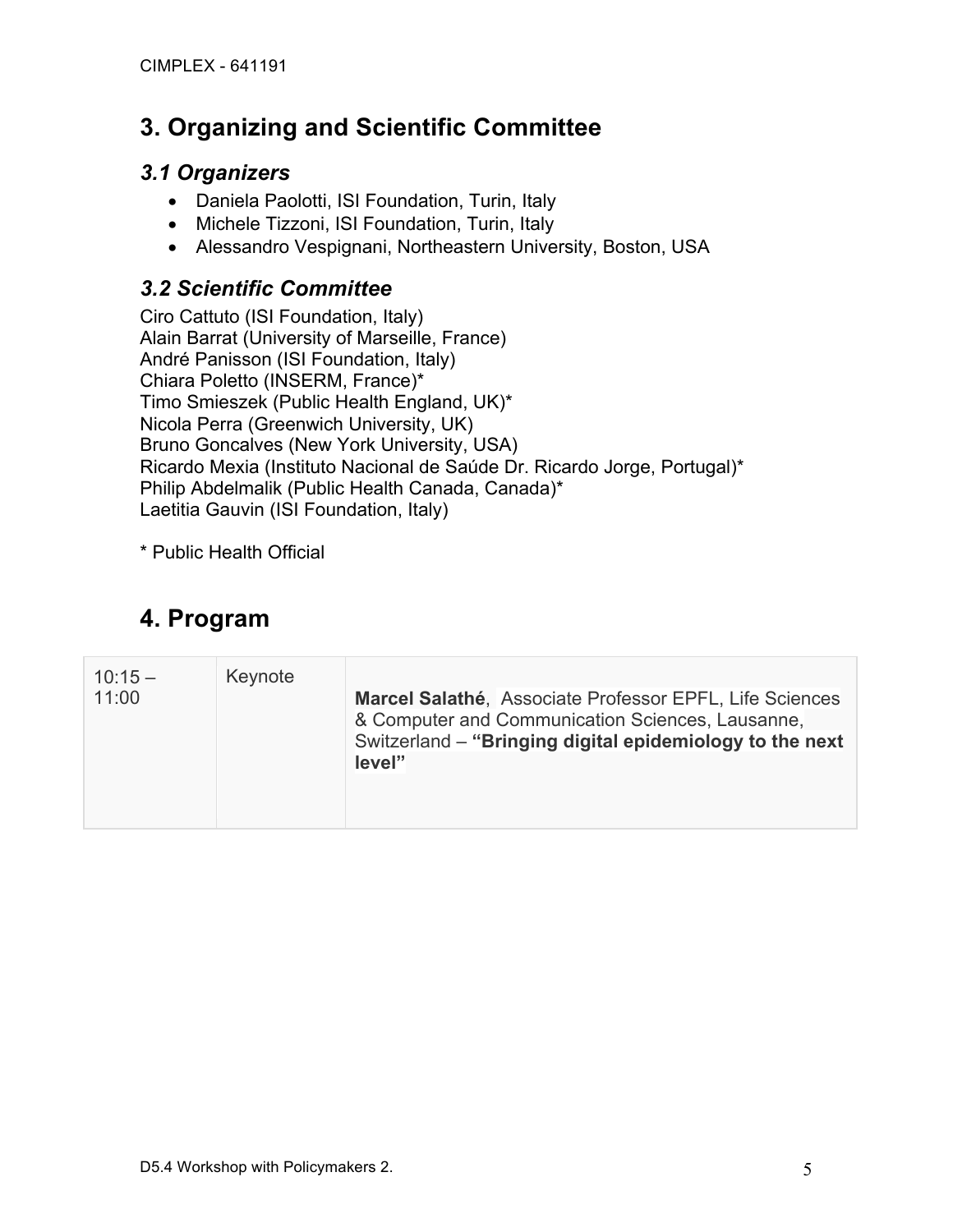## 3. Organizing and Scientific Committee

### *3.1 Organizers*

- Daniela Paolotti, ISI Foundation, Turin, Italy
- Michele Tizzoni, ISI Foundation, Turin, Italy
- Alessandro Vespignani, Northeastern University, Boston, USA

### *3.2 Scientific Committee*

Ciro Cattuto (ISI Foundation, Italy)
Alain Barrat (University of Marseille, France)
André Panisson (ISI Foundation, Italy)
Chiara Poletto (INSERM, France)*
Timo Smieszek (Public Health England, UK)*
Nicola Perra (Greenwich University, UK)
Bruno Goncalves (New York University, USA)
Ricardo Mexia (Instituto Nacional de Saúde Dr. Ricardo Jorge, Portugal)*
Philip Abdelmalik (Public Health Canada, Canada)*
Laetitia Gauvin (ISI Foundation, Italy)

\* Public Health Official

## 4. Program

| | | |
|---|---|---|
| 10:15 – 11:00 | Keynote | **Marcel Salathé**, Associate Professor EPFL, Life Sciences & Computer and Communication Sciences, Lausanne, Switzerland – **"Bringing digital epidemiology to the next level"** |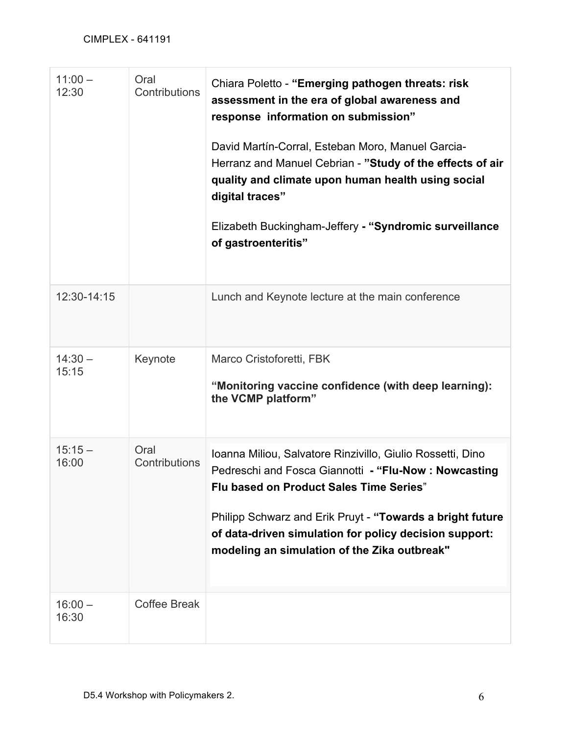| | | |
|---|---|---|
| 11:00 – 12:30 | Oral Contributions | Chiara Poletto - **“Emerging pathogen threats: risk assessment in the era of global awareness and response information on submission”**<br><br>David Martín-Corral, Esteban Moro, Manuel Garcia-Herranz and Manuel Cebrian - **”Study of the effects of air quality and climate upon human health using social digital traces”**<br><br>Elizabeth Buckingham-Jeffery **- “Syndromic surveillance of gastroenteritis”** |
| 12:30-14:15 | | Lunch and Keynote lecture at the main conference |
| 14:30 – 15:15 | Keynote | Marco Cristoforetti, FBK<br><br>**“Monitoring vaccine confidence (with deep learning): the VCMP platform”** |
| 15:15 – 16:00 | Oral Contributions | Ioanna Miliou, Salvatore Rinzivillo, Giulio Rossetti, Dino Pedreschi and Fosca Giannotti **- “Flu-Now : Nowcasting Flu based on Product Sales Time Series**”<br><br>Philipp Schwarz and Erik Pruyt - **“Towards a bright future of data-driven simulation for policy decision support: modeling an simulation of the Zika outbreak"** |
| 16:00 – 16:30 | Coffee Break | |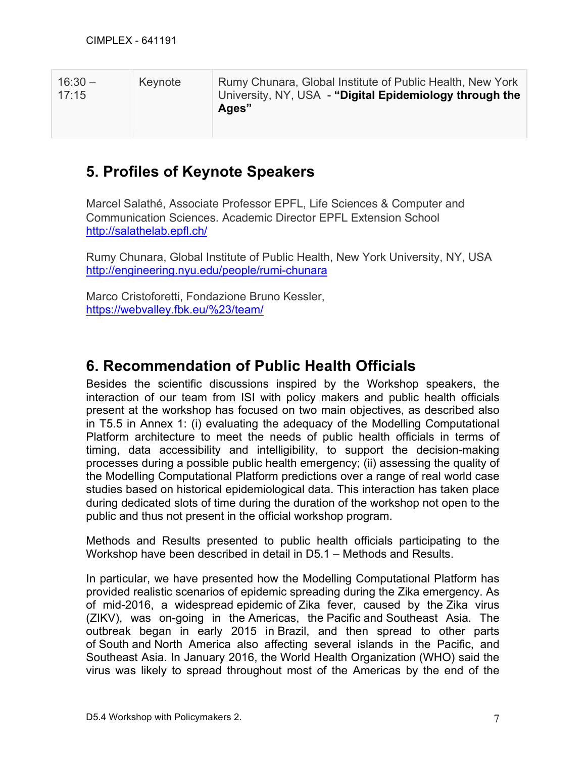| 16:30 – 17:15 | Keynote | Rumy Chunara, Global Institute of Public Health, New York University, NY, USA - **"Digital Epidemiology through the Ages"** |
|---|---|---|

## 5. Profiles of Keynote Speakers

Marcel Salathé, Associate Professor EPFL, Life Sciences & Computer and Communication Sciences. Academic Director EPFL Extension School
http://salathelab.epfl.ch/

Rumy Chunara, Global Institute of Public Health, New York University, NY, USA
http://engineering.nyu.edu/people/rumi-chunara

Marco Cristoforetti, Fondazione Bruno Kessler,
https://webvalley.fbk.eu/%23/team/

## 6. Recommendation of Public Health Officials

Besides the scientific discussions inspired by the Workshop speakers, the interaction of our team from ISI with policy makers and public health officials present at the workshop has focused on two main objectives, as described also in T5.5 in Annex 1: (i) evaluating the adequacy of the Modelling Computational Platform architecture to meet the needs of public health officials in terms of timing, data accessibility and intelligibility, to support the decision-making processes during a possible public health emergency; (ii) assessing the quality of the Modelling Computational Platform predictions over a range of real world case studies based on historical epidemiological data. This interaction has taken place during dedicated slots of time during the duration of the workshop not open to the public and thus not present in the official workshop program.

Methods and Results presented to public health officials participating to the Workshop have been described in detail in D5.1 – Methods and Results.

In particular, we have presented how the Modelling Computational Platform has provided realistic scenarios of epidemic spreading during the Zika emergency. As of mid-2016, a widespread epidemic of Zika fever, caused by the Zika virus (ZIKV), was on-going in the Americas, the Pacific and Southeast Asia. The outbreak began in early 2015 in Brazil, and then spread to other parts of South and North America also affecting several islands in the Pacific, and Southeast Asia. In January 2016, the World Health Organization (WHO) said the virus was likely to spread throughout most of the Americas by the end of the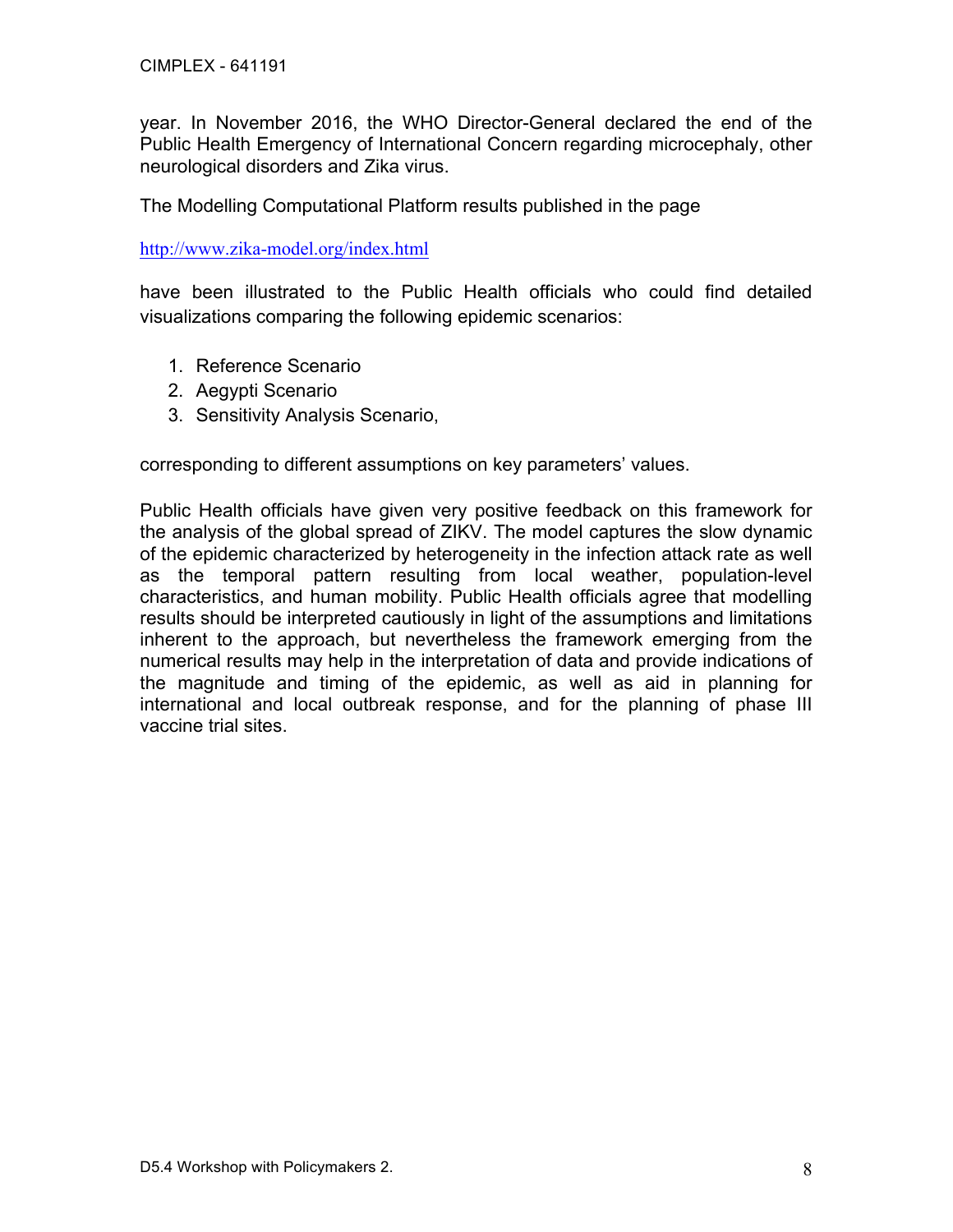year. In November 2016, the WHO Director-General declared the end of the Public Health Emergency of International Concern regarding microcephaly, other neurological disorders and Zika virus.

The Modelling Computational Platform results published in the page

http://www.zika-model.org/index.html

have been illustrated to the Public Health officials who could find detailed visualizations comparing the following epidemic scenarios:

1. Reference Scenario
2. Aegypti Scenario
3. Sensitivity Analysis Scenario,

corresponding to different assumptions on key parameters' values.

Public Health officials have given very positive feedback on this framework for the analysis of the global spread of ZIKV. The model captures the slow dynamic of the epidemic characterized by heterogeneity in the infection attack rate as well as the temporal pattern resulting from local weather, population-level characteristics, and human mobility. Public Health officials agree that modelling results should be interpreted cautiously in light of the assumptions and limitations inherent to the approach, but nevertheless the framework emerging from the numerical results may help in the interpretation of data and provide indications of the magnitude and timing of the epidemic, as well as aid in planning for international and local outbreak response, and for the planning of phase III vaccine trial sites.